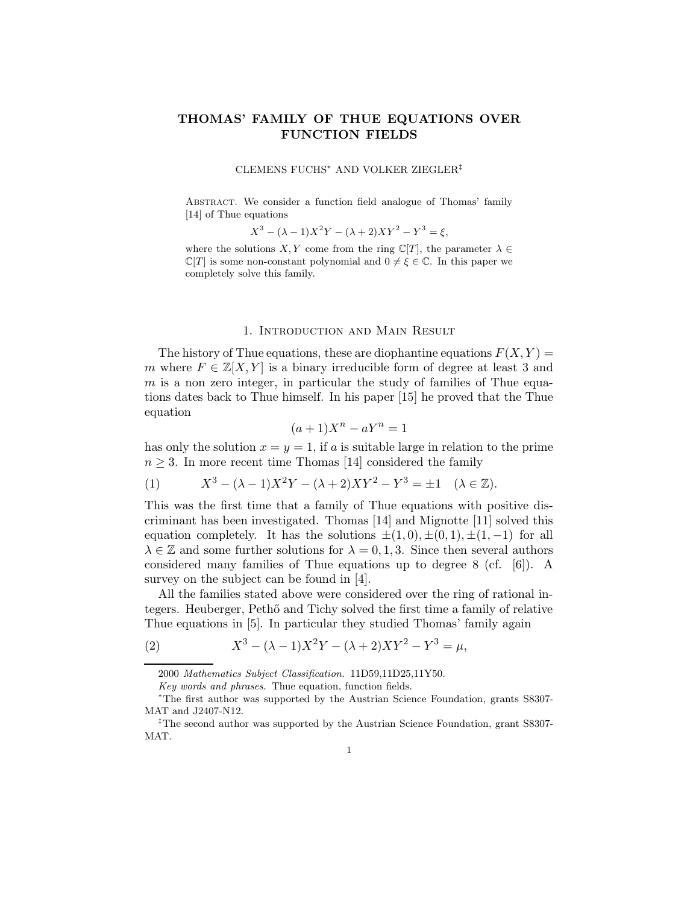# THOMAS' FAMILY OF THUE EQUATIONS OVER FUNCTION FIELDS

CLEMENS FUCHS* AND VOLKER ZIEGLER‡

ABSTRACT. We consider a function field analogue of Thomas' family [14] of Thue equations

$$X^3 - (\lambda - 1)X^2Y - (\lambda + 2)XY^2 - Y^3 = \xi,$$

where the solutions $X, Y$ come from the ring $\mathbb{C}[T]$, the parameter $\lambda \in \mathbb{C}[T]$ is some non-constant polynomial and $0 \neq \xi \in \mathbb{C}$. In this paper we completely solve this family.

## 1. Introduction and Main Result

The history of Thue equations, these are diophantine equations $F(X,Y) = m$ where $F \in \mathbb{Z}[X,Y]$ is a binary irreducible form of degree at least 3 and $m$ is a non zero integer, in particular the study of families of Thue equations dates back to Thue himself. In his paper [15] he proved that the Thue equation

$$(a+1)X^n - aY^n = 1$$

has only the solution $x = y = 1$, if $a$ is suitable large in relation to the prime $n \geq 3$. In more recent time Thomas [14] considered the family

$$X^3 - (\lambda - 1)X^2Y - (\lambda + 2)XY^2 - Y^3 = \pm 1 \quad (\lambda \in \mathbb{Z}). \tag{1}$$

This was the first time that a family of Thue equations with positive discriminant has been investigated. Thomas [14] and Mignotte [11] solved this equation completely. It has the solutions $\pm(1,0), \pm(0,1), \pm(1,-1)$ for all $\lambda \in \mathbb{Z}$ and some further solutions for $\lambda = 0, 1, 3$. Since then several authors considered many families of Thue equations up to degree 8 (cf. [6]). A survey on the subject can be found in [4].

All the families stated above were considered over the ring of rational integers. Heuberger, Pethő and Tichy solved the first time a family of relative Thue equations in [5]. In particular they studied Thomas' family again

$$X^3 - (\lambda - 1)X^2Y - (\lambda + 2)XY^2 - Y^3 = \mu, \tag{2}$$

---

2000 *Mathematics Subject Classification.* 11D59,11D25,11Y50.

*Key words and phrases.* Thue equation, function fields.

*The first author was supported by the Austrian Science Foundation, grants S8307-MAT and J2407-N12.

‡The second author was supported by the Austrian Science Foundation, grant S8307-MAT.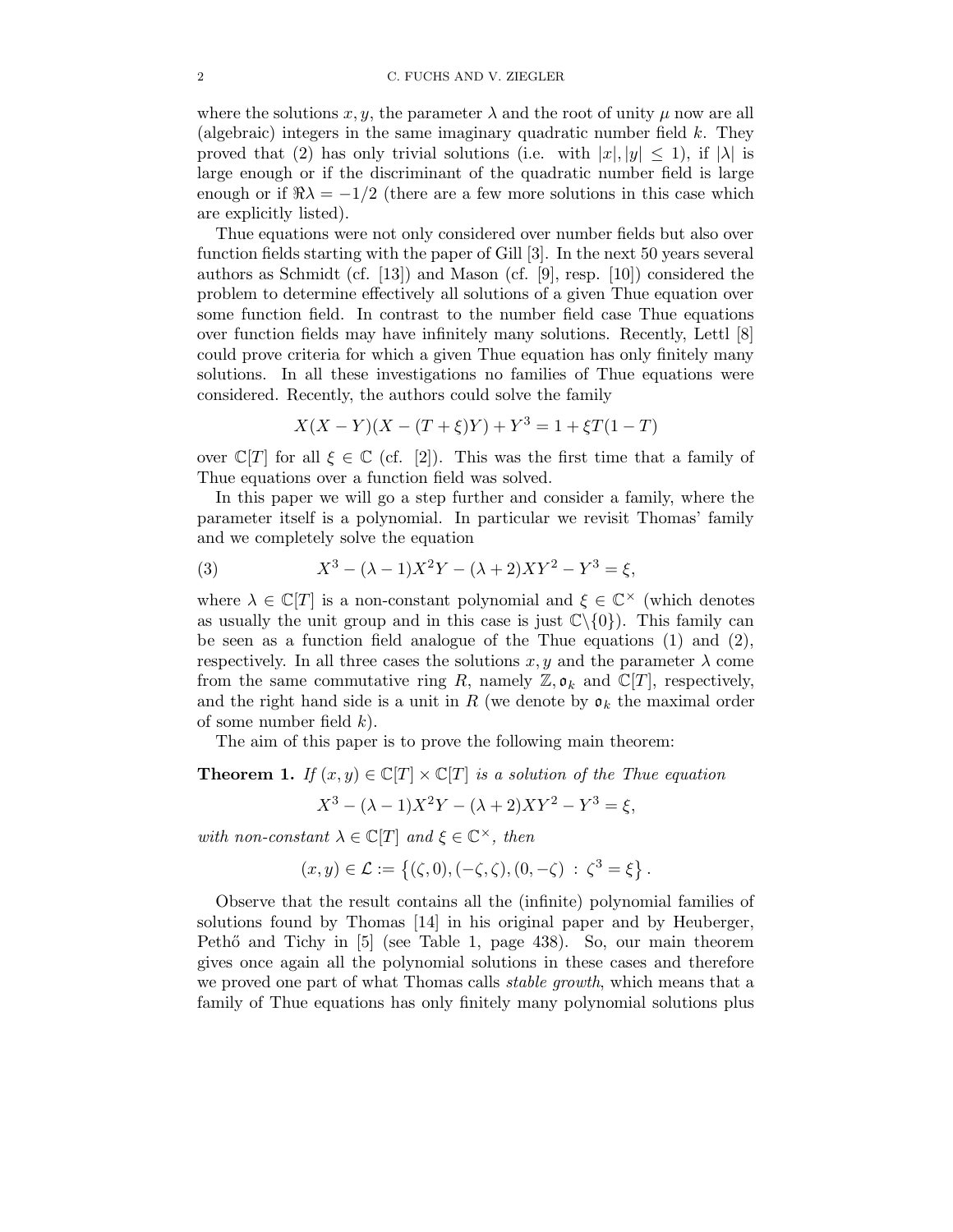where the solutions $x, y$, the parameter $\lambda$ and the root of unity $\mu$ now are all (algebraic) integers in the same imaginary quadratic number field $k$. They proved that (2) has only trivial solutions (i.e. with $|x|, |y| \leq 1$), if $|\lambda|$ is large enough or if the discriminant of the quadratic number field is large enough or if $\Re\lambda = -1/2$ (there are a few more solutions in this case which are explicitly listed).

Thue equations were not only considered over number fields but also over function fields starting with the paper of Gill [3]. In the next 50 years several authors as Schmidt (cf. [13]) and Mason (cf. [9], resp. [10]) considered the problem to determine effectively all solutions of a given Thue equation over some function field. In contrast to the number field case Thue equations over function fields may have infinitely many solutions. Recently, Lettl [8] could prove criteria for which a given Thue equation has only finitely many solutions. In all these investigations no families of Thue equations were considered. Recently, the authors could solve the family

$$X(X-Y)(X-(T+\xi)Y)+Y^3 = 1+\xi T(1-T)$$

over $\mathbb{C}[T]$ for all $\xi \in \mathbb{C}$ (cf. [2]). This was the first time that a family of Thue equations over a function field was solved.

In this paper we will go a step further and consider a family, where the parameter itself is a polynomial. In particular we revisit Thomas' family and we completely solve the equation

$$X^3-(\lambda-1)X^2Y-(\lambda+2)XY^2-Y^3 = \xi, \tag{3}$$

where $\lambda \in \mathbb{C}[T]$ is a non-constant polynomial and $\xi \in \mathbb{C}^\times$ (which denotes as usually the unit group and in this case is just $\mathbb{C}\backslash\{0\}$). This family can be seen as a function field analogue of the Thue equations (1) and (2), respectively. In all three cases the solutions $x, y$ and the parameter $\lambda$ come from the same commutative ring $R$, namely $\mathbb{Z}, \mathfrak{o}_k$ and $\mathbb{C}[T]$, respectively, and the right hand side is a unit in $R$ (we denote by $\mathfrak{o}_k$ the maximal order of some number field $k$).

The aim of this paper is to prove the following main theorem:

**Theorem 1.** *If $(x,y) \in \mathbb{C}[T] \times \mathbb{C}[T]$ is a solution of the Thue equation*

$$X^3-(\lambda-1)X^2Y-(\lambda+2)XY^2-Y^3 = \xi,$$

*with non-constant $\lambda \in \mathbb{C}[T]$ and $\xi \in \mathbb{C}^\times$, then*

$$(x,y) \in \mathcal{L} := \left\{(\zeta,0),(-\zeta,\zeta),(0,-\zeta) \; : \; \zeta^3 = \xi\right\}.$$

Observe that the result contains all the (infinite) polynomial families of solutions found by Thomas [14] in his original paper and by Heuberger, Pethő and Tichy in [5] (see Table 1, page 438). So, our main theorem gives once again all the polynomial solutions in these cases and therefore we proved one part of what Thomas calls *stable growth*, which means that a family of Thue equations has only finitely many polynomial solutions plus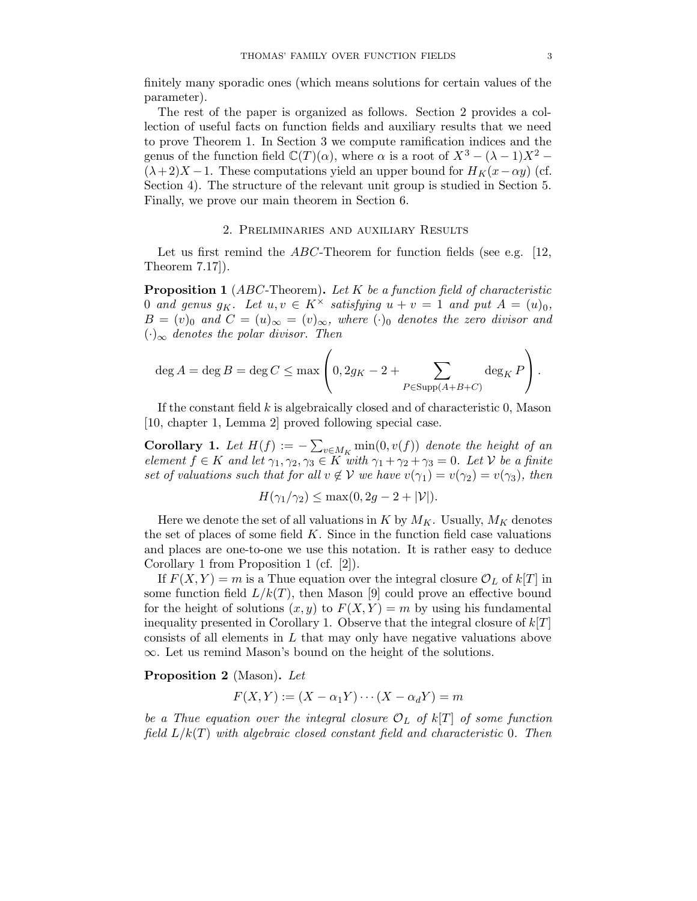finitely many sporadic ones (which means solutions for certain values of the parameter).

The rest of the paper is organized as follows. Section 2 provides a collection of useful facts on function fields and auxiliary results that we need to prove Theorem 1. In Section 3 we compute ramification indices and the genus of the function field $\mathbb{C}(T)(\alpha)$, where $\alpha$ is a root of $X^3 - (\lambda - 1)X^2 - (\lambda+2)X - 1$. These computations yield an upper bound for $H_K(x - \alpha y)$ (cf. Section 4). The structure of the relevant unit group is studied in Section 5. Finally, we prove our main theorem in Section 6.

## 2. Preliminaries and auxiliary Results

Let us first remind the *ABC*-Theorem for function fields (see e.g. [12, Theorem 7.17]).

**Proposition 1** (*ABC*-Theorem)**.** *Let $K$ be a function field of characteristic 0 and genus $g_K$. Let $u, v \in K^\times$ satisfying $u + v = 1$ and put $A = (u)_0$, $B = (v)_0$ and $C = (u)_\infty = (v)_\infty$, where $(\cdot)_0$ denotes the zero divisor and $(\cdot)_\infty$ denotes the polar divisor. Then*

$$\deg A = \deg B = \deg C \leq \max\left(0, 2g_K - 2 + \sum_{P \in \mathrm{Supp}(A+B+C)} \deg_K P\right).$$

If the constant field $k$ is algebraically closed and of characteristic 0, Mason [10, chapter 1, Lemma 2] proved following special case.

**Corollary 1.** *Let $H(f) := -\sum_{v \in M_K} \min(0, v(f))$ denote the height of an element $f \in K$ and let $\gamma_1, \gamma_2, \gamma_3 \in K$ with $\gamma_1 + \gamma_2 + \gamma_3 = 0$. Let $\mathcal{V}$ be a finite set of valuations such that for all $v \notin \mathcal{V}$ we have $v(\gamma_1) = v(\gamma_2) = v(\gamma_3)$, then*

$$H(\gamma_1/\gamma_2) \leq \max(0, 2g - 2 + |\mathcal{V}|).$$

Here we denote the set of all valuations in $K$ by $M_K$. Usually, $M_K$ denotes the set of places of some field $K$. Since in the function field case valuations and places are one-to-one we use this notation. It is rather easy to deduce Corollary 1 from Proposition 1 (cf. [2]).

If $F(X, Y) = m$ is a Thue equation over the integral closure $\mathcal{O}_L$ of $k[T]$ in some function field $L/k(T)$, then Mason [9] could prove an effective bound for the height of solutions $(x, y)$ to $F(X, Y) = m$ by using his fundamental inequality presented in Corollary 1. Observe that the integral closure of $k[T]$ consists of all elements in $L$ that may only have negative valuations above $\infty$. Let us remind Mason's bound on the height of the solutions.

**Proposition 2** (Mason)**.** *Let*

$$F(X, Y) := (X - \alpha_1 Y) \cdots (X - \alpha_d Y) = m$$

*be a Thue equation over the integral closure $\mathcal{O}_L$ of $k[T]$ of some function field $L/k(T)$ with algebraic closed constant field and characteristic 0. Then*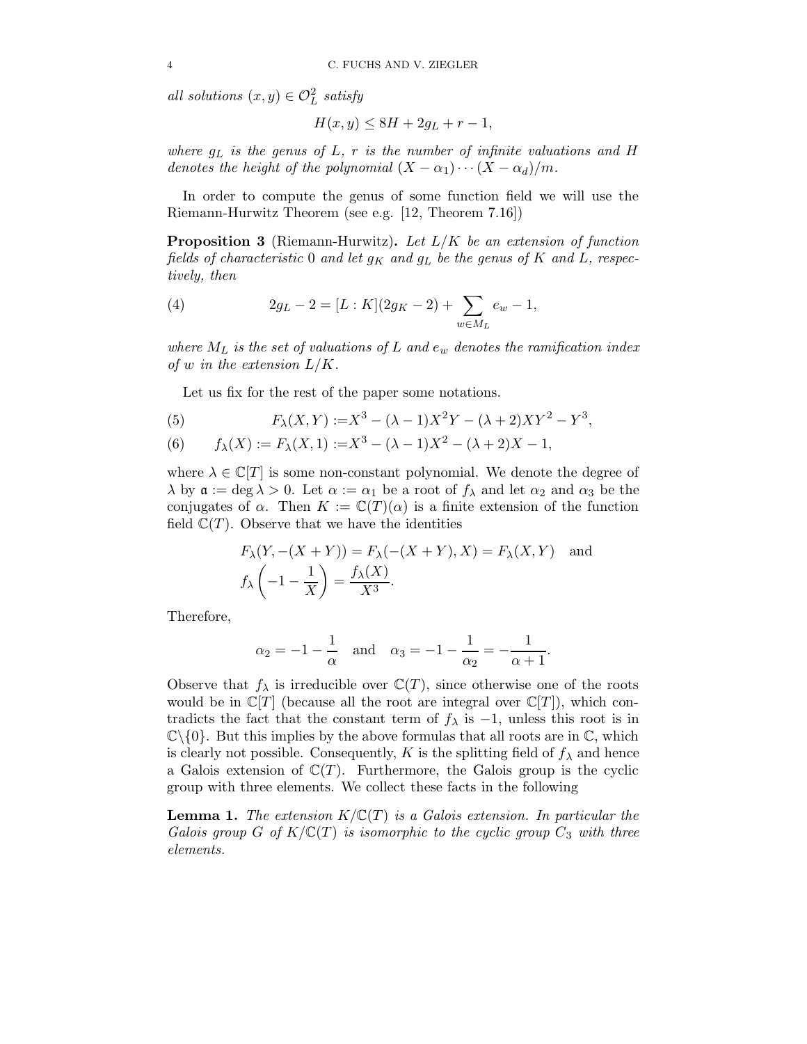*all solutions* $(x, y) \in \mathcal{O}_L^2$ *satisfy*

$$H(x, y) \leq 8H + 2g_L + r - 1,$$

*where* $g_L$ *is the genus of* $L$, $r$ *is the number of infinite valuations and* $H$ *denotes the height of the polynomial* $(X - \alpha_1) \cdots (X - \alpha_d)/m$.

In order to compute the genus of some function field we will use the Riemann-Hurwitz Theorem (see e.g. [12, Theorem 7.16])

**Proposition 3** (Riemann-Hurwitz)**.** *Let* $L/K$ *be an extension of function fields of characteristic* $0$ *and let* $g_K$ *and* $g_L$ *be the genus of* $K$ *and* $L$*, respectively, then*

$$2g_L - 2 = [L : K](2g_K - 2) + \sum_{w \in M_L} e_w - 1, \tag{4}$$

*where* $M_L$ *is the set of valuations of* $L$ *and* $e_w$ *denotes the ramification index of* $w$ *in the extension* $L/K$.

Let us fix for the rest of the paper some notations.

$$F_\lambda(X, Y) := X^3 - (\lambda - 1)X^2Y - (\lambda + 2)XY^2 - Y^3, \tag{5}$$

$$f_\lambda(X) := F_\lambda(X, 1) := X^3 - (\lambda - 1)X^2 - (\lambda + 2)X - 1, \tag{6}$$

where $\lambda \in \mathbb{C}[T]$ is some non-constant polynomial. We denote the degree of $\lambda$ by $\mathfrak{a} := \deg \lambda > 0$. Let $\alpha := \alpha_1$ be a root of $f_\lambda$ and let $\alpha_2$ and $\alpha_3$ be the conjugates of $\alpha$. Then $K := \mathbb{C}(T)(\alpha)$ is a finite extension of the function field $\mathbb{C}(T)$. Observe that we have the identities

$$F_\lambda(Y, -(X + Y)) = F_\lambda(-(X + Y), X) = F_\lambda(X, Y) \quad \text{and}$$
$$f_\lambda\left(-1 - \frac{1}{X}\right) = \frac{f_\lambda(X)}{X^3}.$$

Therefore,

$$\alpha_2 = -1 - \frac{1}{\alpha} \quad \text{and} \quad \alpha_3 = -1 - \frac{1}{\alpha_2} = -\frac{1}{\alpha + 1}.$$

Observe that $f_\lambda$ is irreducible over $\mathbb{C}(T)$, since otherwise one of the roots would be in $\mathbb{C}[T]$ (because all the root are integral over $\mathbb{C}[T]$), which contradicts the fact that the constant term of $f_\lambda$ is $-1$, unless this root is in $\mathbb{C}\backslash\{0\}$. But this implies by the above formulas that all roots are in $\mathbb{C}$, which is clearly not possible. Consequently, $K$ is the splitting field of $f_\lambda$ and hence a Galois extension of $\mathbb{C}(T)$. Furthermore, the Galois group is the cyclic group with three elements. We collect these facts in the following

**Lemma 1.** *The extension* $K/\mathbb{C}(T)$ *is a Galois extension. In particular the Galois group* $G$ *of* $K/\mathbb{C}(T)$ *is isomorphic to the cyclic group* $C_3$ *with three elements.*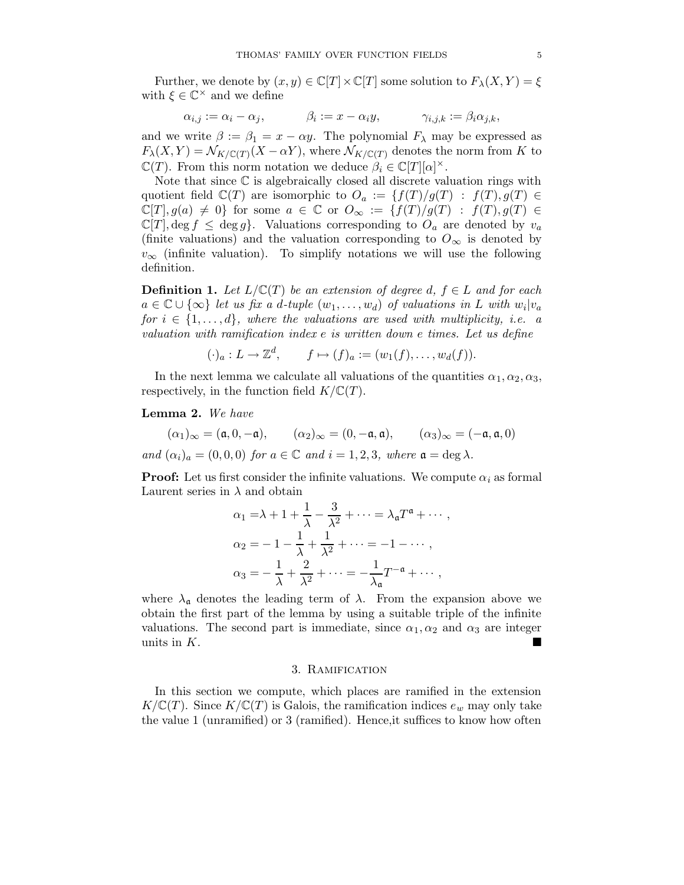Further, we denote by $(x, y) \in \mathbb{C}[T] \times \mathbb{C}[T]$ some solution to $F_\lambda(X, Y) = \xi$ with $\xi \in \mathbb{C}^\times$ and we define

$$\alpha_{i,j} := \alpha_i - \alpha_j, \qquad \beta_i := x - \alpha_i y, \qquad \gamma_{i,j,k} := \beta_i \alpha_{j,k},$$

and we write $\beta := \beta_1 = x - \alpha y$. The polynomial $F_\lambda$ may be expressed as $F_\lambda(X, Y) = \mathcal{N}_{K/\mathbb{C}(T)}(X - \alpha Y)$, where $\mathcal{N}_{K/\mathbb{C}(T)}$ denotes the norm from $K$ to $\mathbb{C}(T)$. From this norm notation we deduce $\beta_i \in \mathbb{C}[T][\alpha]^\times$.

Note that since $\mathbb{C}$ is algebraically closed all discrete valuation rings with quotient field $\mathbb{C}(T)$ are isomorphic to $O_a := \{f(T)/g(T) : f(T), g(T) \in \mathbb{C}[T], g(a) \neq 0\}$ for some $a \in \mathbb{C}$ or $O_\infty := \{f(T)/g(T) : f(T), g(T) \in \mathbb{C}[T], \deg f \leq \deg g\}$. Valuations corresponding to $O_a$ are denoted by $v_a$ (finite valuations) and the valuation corresponding to $O_\infty$ is denoted by $v_\infty$ (infinite valuation). To simplify notations we will use the following definition.

**Definition 1.** *Let $L/\mathbb{C}(T)$ be an extension of degree $d$, $f \in L$ and for each $a \in \mathbb{C} \cup \{\infty\}$ let us fix a $d$-tuple $(w_1, \ldots, w_d)$ of valuations in $L$ with $w_i | v_a$ for $i \in \{1, \ldots, d\}$, where the valuations are used with multiplicity, i.e. a valuation with ramification index $e$ is written down $e$ times. Let us define*

$$(\cdot)_a : L \to \mathbb{Z}^d, \qquad f \mapsto (f)_a := (w_1(f), \ldots, w_d(f)).$$

In the next lemma we calculate all valuations of the quantities $\alpha_1, \alpha_2, \alpha_3$, respectively, in the function field $K/\mathbb{C}(T)$.

**Lemma 2.** *We have*

$$(\alpha_1)_\infty = (\mathfrak{a}, 0, -\mathfrak{a}), \qquad (\alpha_2)_\infty = (0, -\mathfrak{a}, \mathfrak{a}), \qquad (\alpha_3)_\infty = (-\mathfrak{a}, \mathfrak{a}, 0)$$

*and $(\alpha_i)_a = (0, 0, 0)$ for $a \in \mathbb{C}$ and $i = 1, 2, 3$, where $\mathfrak{a} = \deg \lambda$.*

**Proof:** Let us first consider the infinite valuations. We compute $\alpha_i$ as formal Laurent series in $\lambda$ and obtain

$$\begin{aligned}
\alpha_1 &= \lambda + 1 + \frac{1}{\lambda} - \frac{3}{\lambda^2} + \cdots = \lambda_{\mathfrak{a}} T^{\mathfrak{a}} + \cdots, \\
\alpha_2 &= -1 - \frac{1}{\lambda} + \frac{1}{\lambda^2} + \cdots = -1 - \cdots, \\
\alpha_3 &= -\frac{1}{\lambda} + \frac{2}{\lambda^2} + \cdots = -\frac{1}{\lambda_{\mathfrak{a}}} T^{-\mathfrak{a}} + \cdots,
\end{aligned}$$

where $\lambda_{\mathfrak{a}}$ denotes the leading term of $\lambda$. From the expansion above we obtain the first part of the lemma by using a suitable triple of the infinite valuations. The second part is immediate, since $\alpha_1, \alpha_2$ and $\alpha_3$ are integer units in $K$. ∎

## 3. Ramification

In this section we compute, which places are ramified in the extension $K/\mathbb{C}(T)$. Since $K/\mathbb{C}(T)$ is Galois, the ramification indices $e_w$ may only take the value 1 (unramified) or 3 (ramified). Hence,it suffices to know how often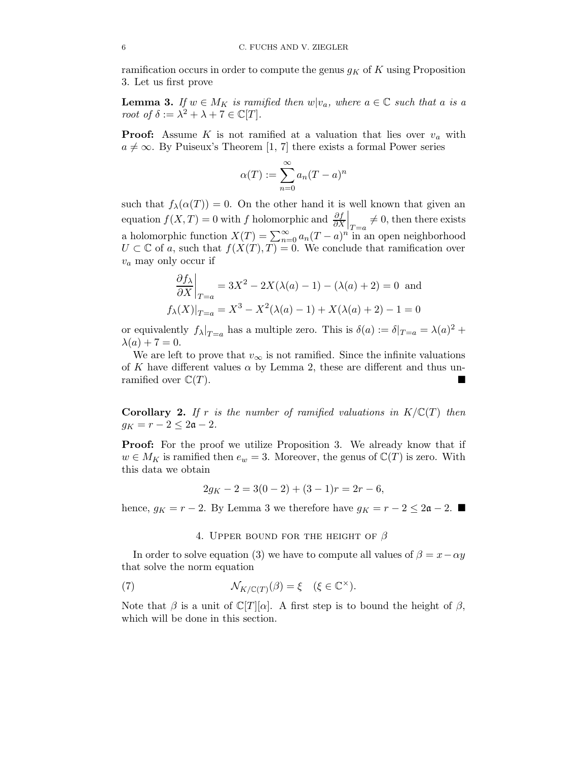ramification occurs in order to compute the genus $g_K$ of $K$ using Proposition 3. Let us first prove

**Lemma 3.** *If $w \in M_K$ is ramified then $w|v_a$, where $a \in \mathbb{C}$ such that $a$ is a root of $\delta := \lambda^2 + \lambda + 7 \in \mathbb{C}[T]$.*

**Proof:** Assume $K$ is not ramified at a valuation that lies over $v_a$ with $a \neq \infty$. By Puiseux's Theorem [1, 7] there exists a formal Power series

$$\alpha(T) := \sum_{n=0}^{\infty} a_n (T-a)^n$$

such that $f_\lambda(\alpha(T)) = 0$. On the other hand it is well known that given an equation $f(X,T) = 0$ with $f$ holomorphic and $\left.\frac{\partial f}{\partial X}\right|_{T=a} \neq 0$, then there exists a holomorphic function $X(T) = \sum_{n=0}^{\infty} a_n (T-a)^n$ in an open neighborhood $U \subset \mathbb{C}$ of $a$, such that $f(X(T),T) = 0$. We conclude that ramification over $v_a$ may only occur if

$$\left.\frac{\partial f_\lambda}{\partial X}\right|_{T=a} = 3X^2 - 2X(\lambda(a)-1) - (\lambda(a)+2) = 0 \text{ and}$$
$$f_\lambda(X)|_{T=a} = X^3 - X^2(\lambda(a)-1) + X(\lambda(a)+2) - 1 = 0$$

or equivalently $f_\lambda|_{T=a}$ has a multiple zero. This is $\delta(a) := \delta|_{T=a} = \lambda(a)^2 + \lambda(a) + 7 = 0$.

We are left to prove that $v_\infty$ is not ramified. Since the infinite valuations of $K$ have different values $\alpha$ by Lemma 2, these are different and thus unramified over $\mathbb{C}(T)$. ∎

**Corollary 2.** *If $r$ is the number of ramified valuations in $K/\mathbb{C}(T)$ then $g_K = r - 2 \leq 2\mathfrak{a} - 2$.*

**Proof:** For the proof we utilize Proposition 3. We already know that if $w \in M_K$ is ramified then $e_w = 3$. Moreover, the genus of $\mathbb{C}(T)$ is zero. With this data we obtain

$$2g_K - 2 = 3(0-2) + (3-1)r = 2r - 6,$$

hence, $g_K = r - 2$. By Lemma 3 we therefore have $g_K = r - 2 \leq 2\mathfrak{a} - 2$. ∎

## 4. Upper bound for the height of $\beta$

In order to solve equation (3) we have to compute all values of $\beta = x - \alpha y$ that solve the norm equation

$$\mathcal{N}_{K/\mathbb{C}(T)}(\beta) = \xi \quad (\xi \in \mathbb{C}^\times). \tag{7}$$

Note that $\beta$ is a unit of $\mathbb{C}[T][\alpha]$. A first step is to bound the height of $\beta$, which will be done in this section.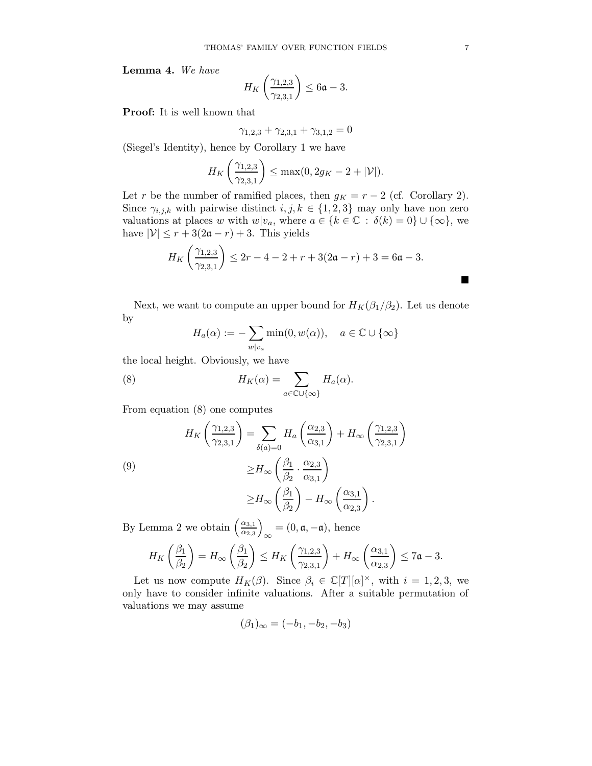**Lemma 4.** *We have*

$$H_K\left(\frac{\gamma_{1,2,3}}{\gamma_{2,3,1}}\right) \leq 6\mathfrak{a} - 3.$$

**Proof:** It is well known that

$$\gamma_{1,2,3} + \gamma_{2,3,1} + \gamma_{3,1,2} = 0$$

(Siegel's Identity), hence by Corollary 1 we have

$$H_K\left(\frac{\gamma_{1,2,3}}{\gamma_{2,3,1}}\right) \leq \max(0, 2g_K - 2 + |\mathcal{V}|).$$

Let $r$ be the number of ramified places, then $g_K = r - 2$ (cf. Corollary 2). Since $\gamma_{i,j,k}$ with pairwise distinct $i, j, k \in \{1, 2, 3\}$ may only have non zero valuations at places $w$ with $w|v_a$, where $a \in \{k \in \mathbb{C} : \delta(k) = 0\} \cup \{\infty\}$, we have $|\mathcal{V}| \leq r + 3(2\mathfrak{a} - r) + 3$. This yields

$$H_K\left(\frac{\gamma_{1,2,3}}{\gamma_{2,3,1}}\right) \leq 2r - 4 - 2 + r + 3(2\mathfrak{a} - r) + 3 = 6\mathfrak{a} - 3.$$

■

Next, we want to compute an upper bound for $H_K(\beta_1/\beta_2)$. Let us denote by

$$H_a(\alpha) := -\sum_{w|v_a} \min(0, w(\alpha)), \quad a \in \mathbb{C} \cup \{\infty\}$$

the local height. Obviously, we have

$$H_K(\alpha) = \sum_{a \in \mathbb{C} \cup \{\infty\}} H_a(\alpha). \tag{8}$$

From equation (8) one computes

$$\begin{aligned}
H_K\left(\frac{\gamma_{1,2,3}}{\gamma_{2,3,1}}\right) &= \sum_{\delta(a)=0} H_a\left(\frac{\alpha_{2,3}}{\alpha_{3,1}}\right) + H_\infty\left(\frac{\gamma_{1,2,3}}{\gamma_{2,3,1}}\right) \\
&\geq H_\infty\left(\frac{\beta_1}{\beta_2} \cdot \frac{\alpha_{2,3}}{\alpha_{3,1}}\right) \\
&\geq H_\infty\left(\frac{\beta_1}{\beta_2}\right) - H_\infty\left(\frac{\alpha_{3,1}}{\alpha_{2,3}}\right).
\end{aligned} \tag{9}$$

By Lemma 2 we obtain $\left(\frac{\alpha_{3,1}}{\alpha_{2,3}}\right)_\infty = (0, \mathfrak{a}, -\mathfrak{a})$, hence

$$H_K\left(\frac{\beta_1}{\beta_2}\right) = H_\infty\left(\frac{\beta_1}{\beta_2}\right) \leq H_K\left(\frac{\gamma_{1,2,3}}{\gamma_{2,3,1}}\right) + H_\infty\left(\frac{\alpha_{3,1}}{\alpha_{2,3}}\right) \leq 7\mathfrak{a} - 3.$$

Let us now compute $H_K(\beta)$. Since $\beta_i \in \mathbb{C}[T][\alpha]^\times$, with $i = 1, 2, 3$, we only have to consider infinite valuations. After a suitable permutation of valuations we may assume

$$(\beta_1)_\infty = (-b_1, -b_2, -b_3)$$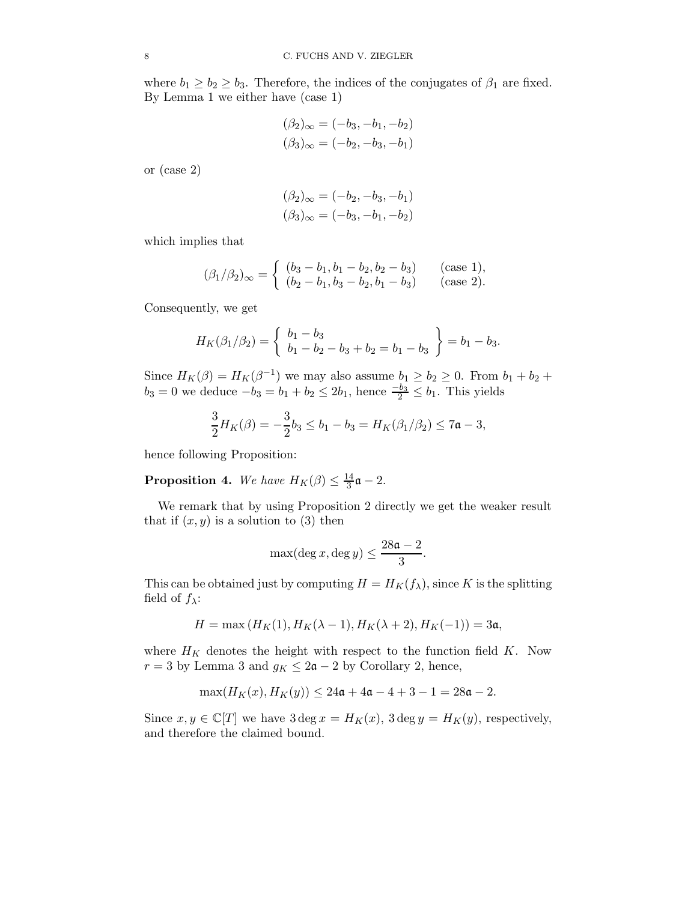where $b_1 \geq b_2 \geq b_3$. Therefore, the indices of the conjugates of $\beta_1$ are fixed. By Lemma 1 we either have (case 1)

$$(\beta_2)_\infty = (-b_3, -b_1, -b_2)$$
$$(\beta_3)_\infty = (-b_2, -b_3, -b_1)$$

or (case 2)

$$(\beta_2)_\infty = (-b_2, -b_3, -b_1)$$
$$(\beta_3)_\infty = (-b_3, -b_1, -b_2)$$

which implies that

$$(\beta_1/\beta_2)_\infty = \begin{cases} (b_3 - b_1, b_1 - b_2, b_2 - b_3) & \text{(case 1)}, \\ (b_2 - b_1, b_3 - b_2, b_1 - b_3) & \text{(case 2)}. \end{cases}$$

Consequently, we get

$$H_K(\beta_1/\beta_2) = \left\{ \begin{array}{l} b_1 - b_3 \\ b_1 - b_2 - b_3 + b_2 = b_1 - b_3 \end{array} \right\} = b_1 - b_3.$$

Since $H_K(\beta) = H_K(\beta^{-1})$ we may also assume $b_1 \geq b_2 \geq 0$. From $b_1 + b_2 + b_3 = 0$ we deduce $-b_3 = b_1 + b_2 \leq 2b_1$, hence $\frac{-b_3}{2} \leq b_1$. This yields

$$\frac{3}{2} H_K(\beta) = -\frac{3}{2} b_3 \leq b_1 - b_3 = H_K(\beta_1/\beta_2) \leq 7\mathfrak{a} - 3,$$

hence following Proposition:

**Proposition 4.** *We have* $H_K(\beta) \leq \frac{14}{3}\mathfrak{a} - 2$.

We remark that by using Proposition 2 directly we get the weaker result that if $(x, y)$ is a solution to (3) then

$$\max(\deg x, \deg y) \leq \frac{28\mathfrak{a} - 2}{3}.$$

This can be obtained just by computing $H = H_K(f_\lambda)$, since $K$ is the splitting field of $f_\lambda$:

$$H = \max\left(H_K(1), H_K(\lambda - 1), H_K(\lambda + 2), H_K(-1)\right) = 3\mathfrak{a},$$

where $H_K$ denotes the height with respect to the function field $K$. Now $r = 3$ by Lemma 3 and $g_K \leq 2\mathfrak{a} - 2$ by Corollary 2, hence,

$$\max(H_K(x), H_K(y)) \leq 24\mathfrak{a} + 4\mathfrak{a} - 4 + 3 - 1 = 28\mathfrak{a} - 2.$$

Since $x, y \in \mathbb{C}[T]$ we have $3 \deg x = H_K(x)$, $3 \deg y = H_K(y)$, respectively, and therefore the claimed bound.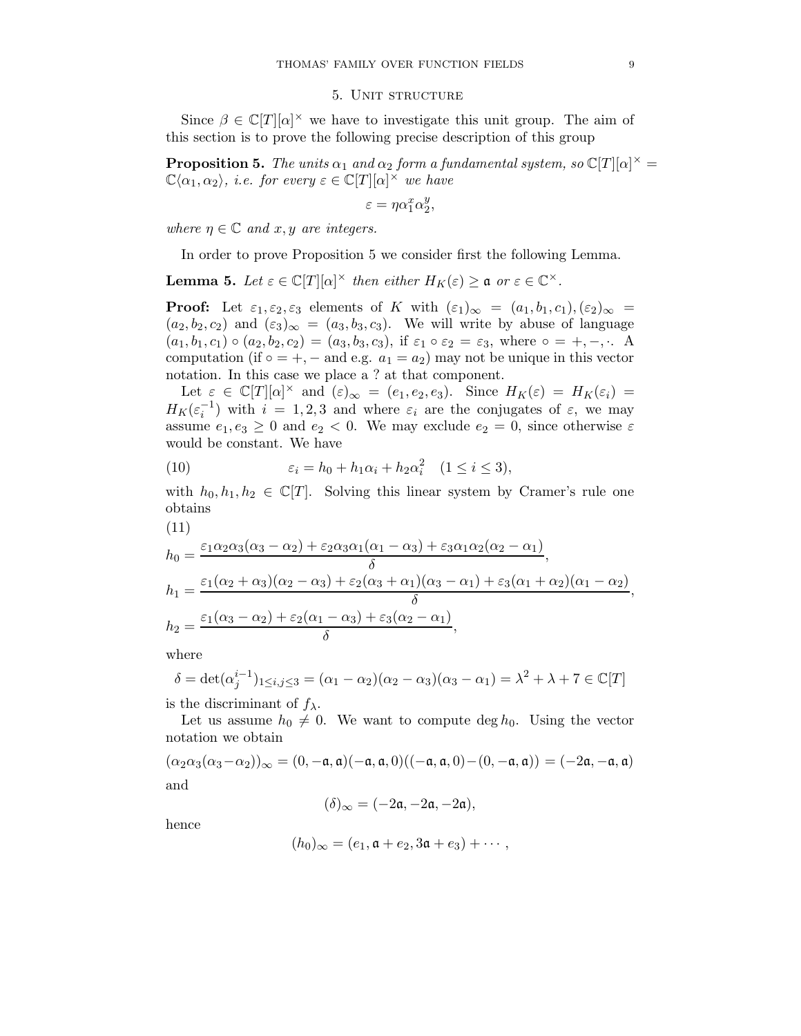## 5. Unit structure

Since $\beta \in \mathbb{C}[T][\alpha]^\times$ we have to investigate this unit group. The aim of this section is to prove the following precise description of this group

**Proposition 5.** *The units $\alpha_1$ and $\alpha_2$ form a fundamental system, so $\mathbb{C}[T][\alpha]^\times = \mathbb{C}\langle\alpha_1, \alpha_2\rangle$, i.e. for every $\varepsilon \in \mathbb{C}[T][\alpha]^\times$ we have*

$$\varepsilon = \eta \alpha_1^x \alpha_2^y,$$

*where $\eta \in \mathbb{C}$ and $x, y$ are integers.*

In order to prove Proposition 5 we consider first the following Lemma.

**Lemma 5.** *Let $\varepsilon \in \mathbb{C}[T][\alpha]^\times$ then either $H_K(\varepsilon) \geq \mathfrak{a}$ or $\varepsilon \in \mathbb{C}^\times$.*

**Proof:** Let $\varepsilon_1, \varepsilon_2, \varepsilon_3$ elements of $K$ with $(\varepsilon_1)_\infty = (a_1, b_1, c_1), (\varepsilon_2)_\infty = (a_2, b_2, c_2)$ and $(\varepsilon_3)_\infty = (a_3, b_3, c_3)$. We will write by abuse of language $(a_1, b_1, c_1) \circ (a_2, b_2, c_2) = (a_3, b_3, c_3)$, if $\varepsilon_1 \circ \varepsilon_2 = \varepsilon_3$, where $\circ = +, -, \cdot$. A computation (if $\circ = +, -$ and e.g. $a_1 = a_2$) may not be unique in this vector notation. In this case we place a ? at that component.

Let $\varepsilon \in \mathbb{C}[T][\alpha]^\times$ and $(\varepsilon)_\infty = (e_1, e_2, e_3)$. Since $H_K(\varepsilon) = H_K(\varepsilon_i) = H_K(\varepsilon_i^{-1})$ with $i = 1, 2, 3$ and where $\varepsilon_i$ are the conjugates of $\varepsilon$, we may assume $e_1, e_3 \geq 0$ and $e_2 < 0$. We may exclude $e_2 = 0$, since otherwise $\varepsilon$ would be constant. We have

$$\varepsilon_i = h_0 + h_1 \alpha_i + h_2 \alpha_i^2 \quad (1 \leq i \leq 3), \tag{10}$$

with $h_0, h_1, h_2 \in \mathbb{C}[T]$. Solving this linear system by Cramer's rule one obtains

(11)

$$h_0 = \frac{\varepsilon_1 \alpha_2 \alpha_3 (\alpha_3 - \alpha_2) + \varepsilon_2 \alpha_3 \alpha_1 (\alpha_1 - \alpha_3) + \varepsilon_3 \alpha_1 \alpha_2 (\alpha_2 - \alpha_1)}{\delta},$$
$$h_1 = \frac{\varepsilon_1 (\alpha_2 + \alpha_3)(\alpha_2 - \alpha_3) + \varepsilon_2 (\alpha_3 + \alpha_1)(\alpha_3 - \alpha_1) + \varepsilon_3 (\alpha_1 + \alpha_2)(\alpha_1 - \alpha_2)}{\delta},$$
$$h_2 = \frac{\varepsilon_1 (\alpha_3 - \alpha_2) + \varepsilon_2 (\alpha_1 - \alpha_3) + \varepsilon_3 (\alpha_2 - \alpha_1)}{\delta},$$

where

$$\delta = \det(\alpha_j^{i-1})_{1 \leq i, j \leq 3} = (\alpha_1 - \alpha_2)(\alpha_2 - \alpha_3)(\alpha_3 - \alpha_1) = \lambda^2 + \lambda + 7 \in \mathbb{C}[T]$$

is the discriminant of $f_\lambda$.

Let us assume $h_0 \neq 0$. We want to compute $\deg h_0$. Using the vector notation we obtain

$$(\alpha_2 \alpha_3 (\alpha_3 - \alpha_2))_\infty = (0, -\mathfrak{a}, \mathfrak{a})(-\mathfrak{a}, \mathfrak{a}, 0)((-\mathfrak{a}, \mathfrak{a}, 0) - (0, -\mathfrak{a}, \mathfrak{a})) = (-2\mathfrak{a}, -\mathfrak{a}, \mathfrak{a})$$

and

$$(\delta)_\infty = (-2\mathfrak{a}, -2\mathfrak{a}, -2\mathfrak{a}),$$

hence

$$(h_0)_\infty = (e_1, \mathfrak{a} + e_2, 3\mathfrak{a} + e_3) + \cdots,$$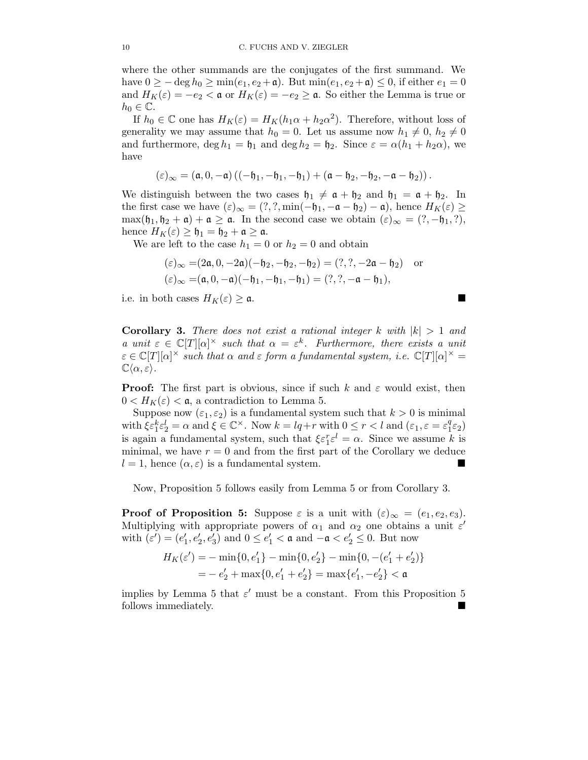where the other summands are the conjugates of the first summand. We have $0 \geq -\deg h_0 \geq \min(e_1, e_2 + \mathfrak{a})$. But $\min(e_1, e_2 + \mathfrak{a}) \leq 0$, if either $e_1 = 0$ and $H_K(\varepsilon) = -e_2 < \mathfrak{a}$ or $H_K(\varepsilon) = -e_2 \geq \mathfrak{a}$. So either the Lemma is true or $h_0 \in \mathbb{C}$.

If $h_0 \in \mathbb{C}$ one has $H_K(\varepsilon) = H_K(h_1\alpha + h_2\alpha^2)$. Therefore, without loss of generality we may assume that $h_0 = 0$. Let us assume now $h_1 \neq 0$, $h_2 \neq 0$ and furthermore, $\deg h_1 = \mathfrak{h}_1$ and $\deg h_2 = \mathfrak{h}_2$. Since $\varepsilon = \alpha(h_1 + h_2\alpha)$, we have

$$(\varepsilon)_\infty = (\mathfrak{a}, 0, -\mathfrak{a})\left((-\mathfrak{h}_1, -\mathfrak{h}_1, -\mathfrak{h}_1) + (\mathfrak{a} - \mathfrak{h}_2, -\mathfrak{h}_2, -\mathfrak{a} - \mathfrak{h}_2)\right).$$

We distinguish between the two cases $\mathfrak{h}_1 \neq \mathfrak{a} + \mathfrak{h}_2$ and $\mathfrak{h}_1 = \mathfrak{a} + \mathfrak{h}_2$. In the first case we have $(\varepsilon)_\infty = (?, ?, \min(-\mathfrak{h}_1, -\mathfrak{a} - \mathfrak{h}_2) - \mathfrak{a})$, hence $H_K(\varepsilon) \geq \max(\mathfrak{h}_1, \mathfrak{h}_2 + \mathfrak{a}) + \mathfrak{a} \geq \mathfrak{a}$. In the second case we obtain $(\varepsilon)_\infty = (?, -\mathfrak{h}_1, ?)$, hence $H_K(\varepsilon) \geq \mathfrak{h}_1 = \mathfrak{h}_2 + \mathfrak{a} \geq \mathfrak{a}$.

We are left to the case $h_1 = 0$ or $h_2 = 0$ and obtain

$$\begin{aligned}
(\varepsilon)_\infty =& (2\mathfrak{a}, 0, -2\mathfrak{a})(-\mathfrak{h}_2, -\mathfrak{h}_2, -\mathfrak{h}_2) = (?, ?, -2\mathfrak{a} - \mathfrak{h}_2) \quad \text{or} \\
(\varepsilon)_\infty =& (\mathfrak{a}, 0, -\mathfrak{a})(-\mathfrak{h}_1, -\mathfrak{h}_1, -\mathfrak{h}_1) = (?, ?, -\mathfrak{a} - \mathfrak{h}_1),
\end{aligned}$$

i.e. in both cases $H_K(\varepsilon) \geq \mathfrak{a}$. ∎

**Corollary 3.** *There does not exist a rational integer $k$ with $|k| > 1$ and a unit $\varepsilon \in \mathbb{C}[T][\alpha]^\times$ such that $\alpha = \varepsilon^k$. Furthermore, there exists a unit $\varepsilon \in \mathbb{C}[T][\alpha]^\times$ such that $\alpha$ and $\varepsilon$ form a fundamental system, i.e. $\mathbb{C}[T][\alpha]^\times = \mathbb{C}\langle\alpha, \varepsilon\rangle$.*

**Proof:** The first part is obvious, since if such $k$ and $\varepsilon$ would exist, then $0 < H_K(\varepsilon) < \mathfrak{a}$, a contradiction to Lemma 5.

Suppose now $(\varepsilon_1, \varepsilon_2)$ is a fundamental system such that $k > 0$ is minimal with $\xi\varepsilon_1^k\varepsilon_2^l = \alpha$ and $\xi \in \mathbb{C}^\times$. Now $k = lq + r$ with $0 \leq r < l$ and $(\varepsilon_1, \varepsilon = \varepsilon_1^q\varepsilon_2)$ is again a fundamental system, such that $\xi\varepsilon_1^r\varepsilon^l = \alpha$. Since we assume $k$ is minimal, we have $r = 0$ and from the first part of the Corollary we deduce $l = 1$, hence $(\alpha, \varepsilon)$ is a fundamental system. ∎

Now, Proposition 5 follows easily from Lemma 5 or from Corollary 3.

**Proof of Proposition 5:** Suppose $\varepsilon$ is a unit with $(\varepsilon)_\infty = (e_1, e_2, e_3)$. Multiplying with appropriate powers of $\alpha_1$ and $\alpha_2$ one obtains a unit $\varepsilon'$ with $(\varepsilon') = (e_1', e_2', e_3')$ and $0 \leq e_1' < \mathfrak{a}$ and $-\mathfrak{a} < e_2' \leq 0$. But now

$$\begin{aligned}
H_K(\varepsilon') =& -\min\{0, e_1'\} - \min\{0, e_2'\} - \min\{0, -(e_1' + e_2')\} \\
=& -e_2' + \max\{0, e_1' + e_2'\} = \max\{e_1', -e_2'\} < \mathfrak{a}
\end{aligned}$$

implies by Lemma 5 that $\varepsilon'$ must be a constant. From this Proposition 5 follows immediately. ∎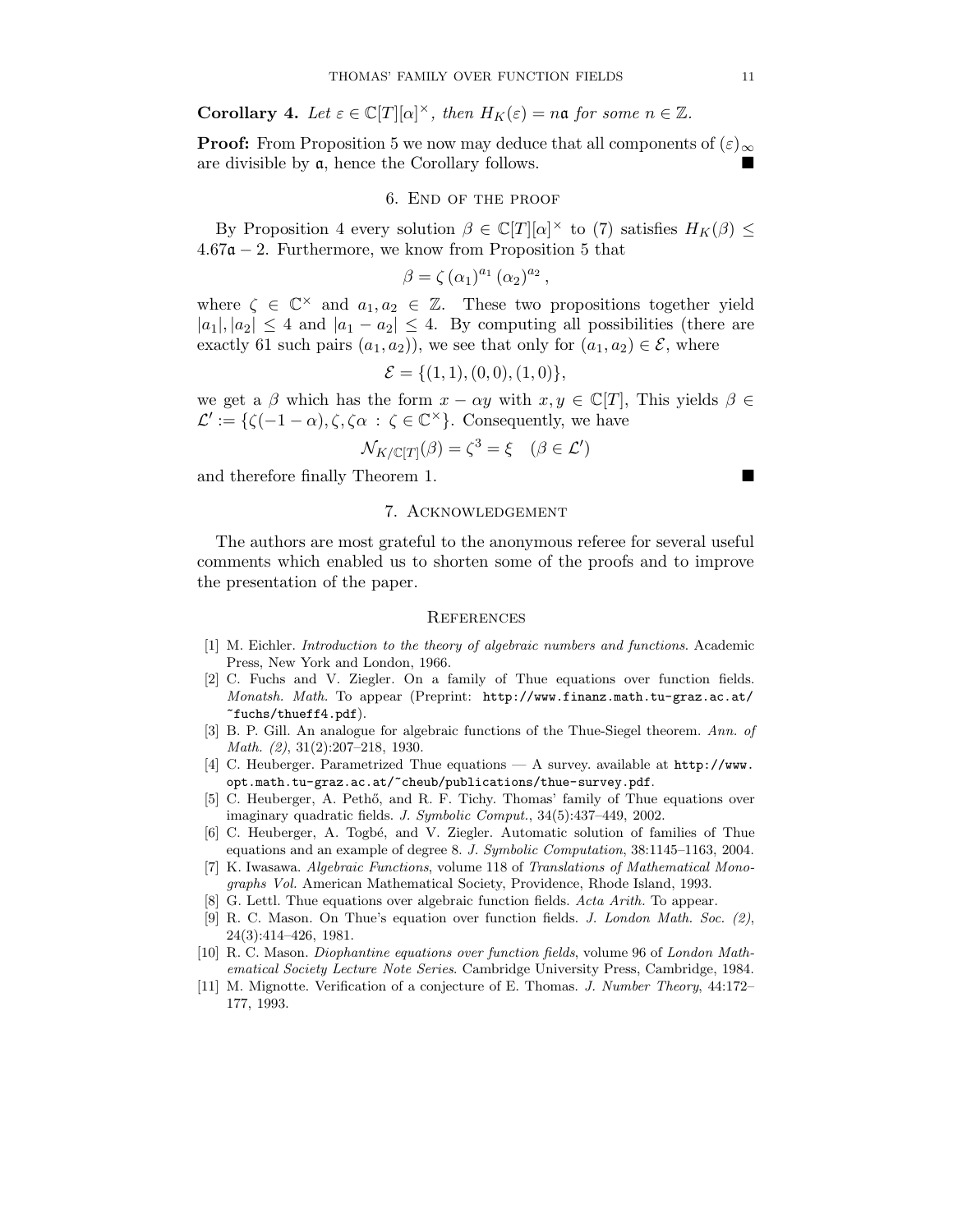**Corollary 4.** *Let $\varepsilon \in \mathbb{C}[T][\alpha]^\times$, then $H_K(\varepsilon) = n\mathfrak{a}$ for some $n \in \mathbb{Z}$.*

**Proof:** From Proposition 5 we now may deduce that all components of $(\varepsilon)_\infty$ are divisible by $\mathfrak{a}$, hence the Corollary follows. ■

## 6. End of the proof

By Proposition 4 every solution $\beta \in \mathbb{C}[T][\alpha]^\times$ to (7) satisfies $H_K(\beta) \leq 4.67\mathfrak{a} - 2$. Furthermore, we know from Proposition 5 that

$$\beta = \zeta \, (\alpha_1)^{a_1} \, (\alpha_2)^{a_2} \,,$$

where $\zeta \in \mathbb{C}^\times$ and $a_1, a_2 \in \mathbb{Z}$. These two propositions together yield $|a_1|, |a_2| \leq 4$ and $|a_1 - a_2| \leq 4$. By computing all possibilities (there are exactly 61 such pairs $(a_1, a_2)$), we see that only for $(a_1, a_2) \in \mathcal{E}$, where

$$\mathcal{E} = \{(1, 1), (0, 0), (1, 0)\},$$

we get a $\beta$ which has the form $x - \alpha y$ with $x, y \in \mathbb{C}[T]$, This yields $\beta \in \mathcal{L}' := \{\zeta(-1 - \alpha), \zeta, \zeta\alpha \, : \, \zeta \in \mathbb{C}^\times\}$. Consequently, we have

$$\mathcal{N}_{K/\mathbb{C}[T]}(\beta) = \zeta^3 = \xi \quad (\beta \in \mathcal{L}')$$

and therefore finally Theorem 1. ■

## 7. Acknowledgement

The authors are most grateful to the anonymous referee for several useful comments which enabled us to shorten some of the proofs and to improve the presentation of the paper.

## References

[1] M. Eichler. *Introduction to the theory of algebraic numbers and functions.* Academic Press, New York and London, 1966.

[2] C. Fuchs and V. Ziegler. On a family of Thue equations over function fields. *Monatsh. Math.* To appear (Preprint: http://www.finanz.math.tu-graz.ac.at/~fuchs/thueff4.pdf).

[3] B. P. Gill. An analogue for algebraic functions of the Thue-Siegel theorem. *Ann. of Math. (2)*, 31(2):207–218, 1930.

[4] C. Heuberger. Parametrized Thue equations — A survey. available at http://www.opt.math.tu-graz.ac.at/~cheub/publications/thue-survey.pdf.

[5] C. Heuberger, A. Pethő, and R. F. Tichy. Thomas' family of Thue equations over imaginary quadratic fields. *J. Symbolic Comput.*, 34(5):437–449, 2002.

[6] C. Heuberger, A. Togbé, and V. Ziegler. Automatic solution of families of Thue equations and an example of degree 8. *J. Symbolic Computation*, 38:1145–1163, 2004.

[7] K. Iwasawa. *Algebraic Functions*, volume 118 of *Translations of Mathematical Monographs Vol.* American Mathematical Society, Providence, Rhode Island, 1993.

[8] G. Lettl. Thue equations over algebraic function fields. *Acta Arith.* To appear.

[9] R. C. Mason. On Thue's equation over function fields. *J. London Math. Soc. (2)*, 24(3):414–426, 1981.

[10] R. C. Mason. *Diophantine equations over function fields*, volume 96 of *London Mathematical Society Lecture Note Series.* Cambridge University Press, Cambridge, 1984.

[11] M. Mignotte. Verification of a conjecture of E. Thomas. *J. Number Theory*, 44:172–177, 1993.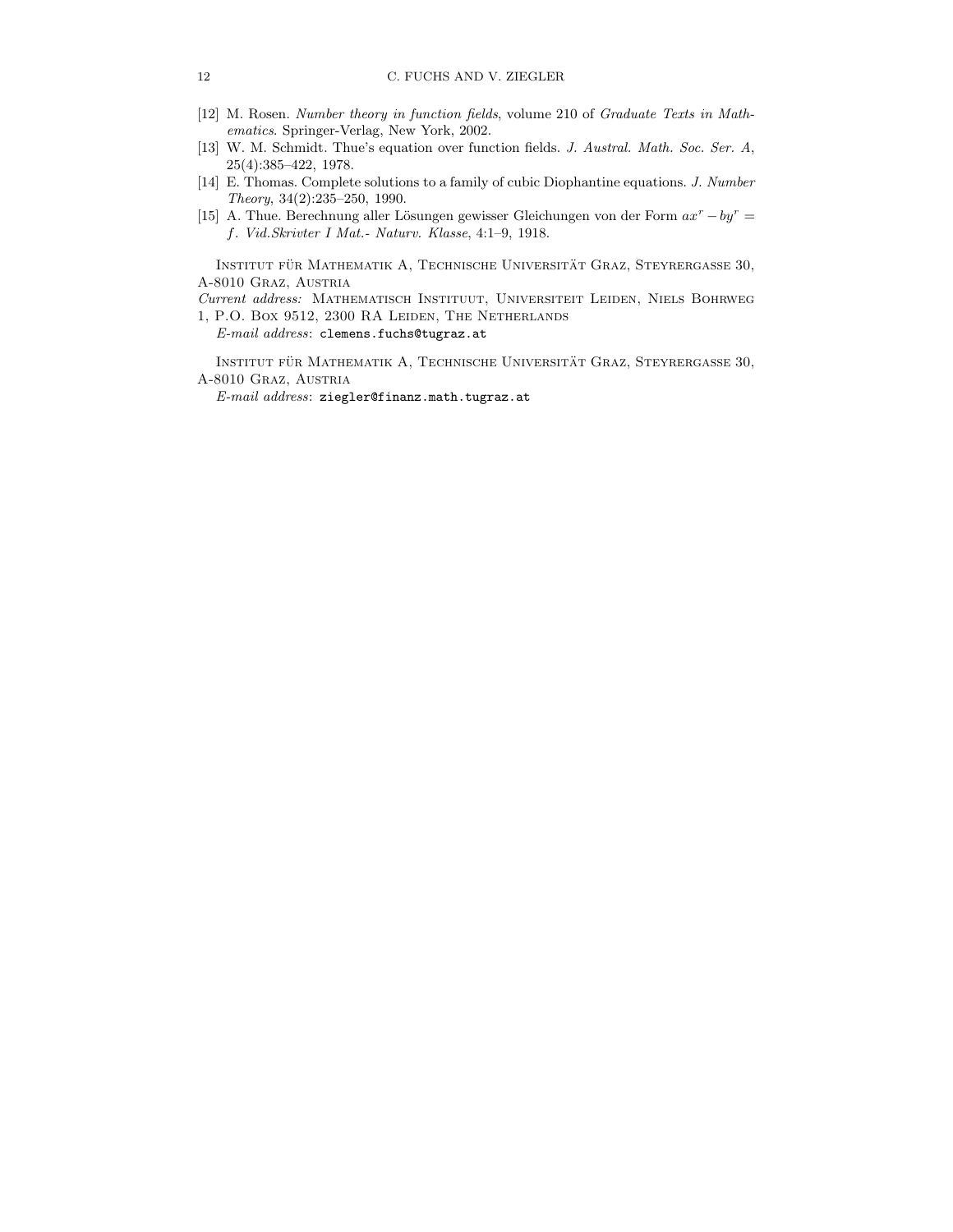[12] M. Rosen. *Number theory in function fields*, volume 210 of *Graduate Texts in Mathematics*. Springer-Verlag, New York, 2002.

[13] W. M. Schmidt. Thue's equation over function fields. *J. Austral. Math. Soc. Ser. A*, 25(4):385–422, 1978.

[14] E. Thomas. Complete solutions to a family of cubic Diophantine equations. *J. Number Theory*, 34(2):235–250, 1990.

[15] A. Thue. Berechnung aller Lösungen gewisser Gleichungen von der Form $ax^r - by^r = f$. *Vid.Skrivter I Mat.- Naturv. Klasse*, 4:1–9, 1918.

Institut für Mathematik A, Technische Universität Graz, Steyrergasse 30, A-8010 Graz, Austria

*Current address:* Mathematisch Instituut, Universiteit Leiden, Niels Bohrweg 1, P.O. Box 9512, 2300 RA Leiden, The Netherlands

*E-mail address*: clemens.fuchs@tugraz.at

Institut für Mathematik A, Technische Universität Graz, Steyrergasse 30, A-8010 Graz, Austria

*E-mail address*: ziegler@finanz.math.tugraz.at